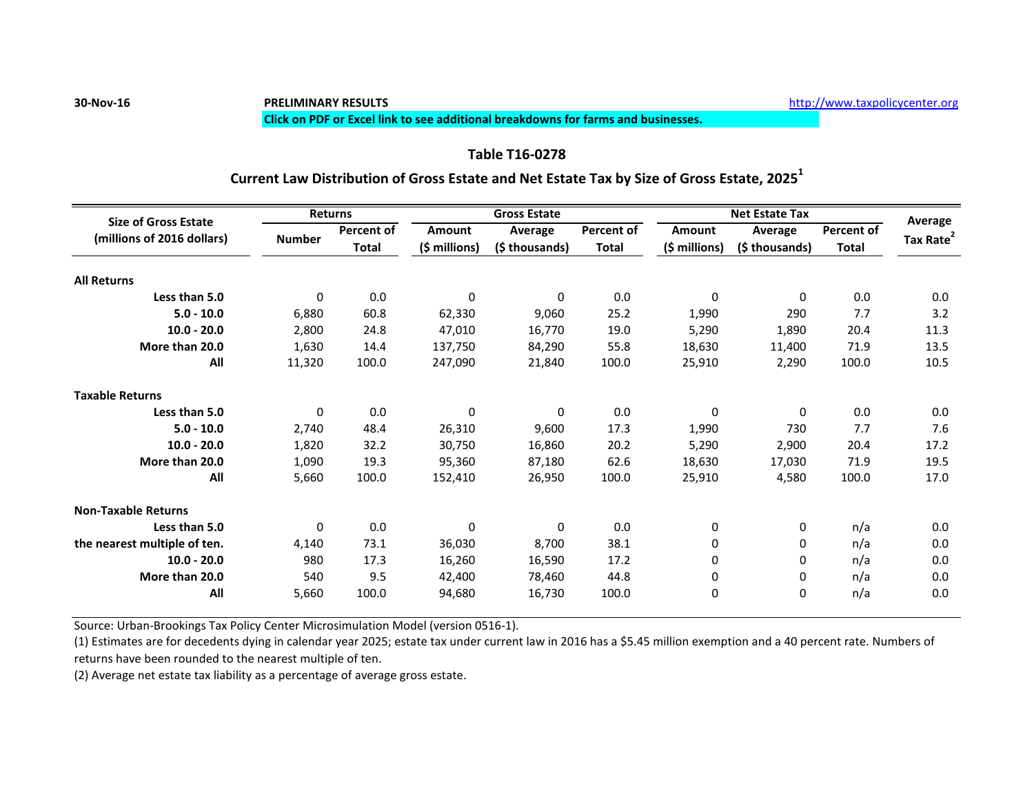30-Nov-16 **PRELIMINARY RESULTS** http://www.taxpolicycenter.org

**Click on PDF or Excel link to see additional breakdowns for farms and businesses.**

## Table T16-0278

## Current Law Distribution of Gross Estate and Net Estate Tax by Size of Gross Estate, 2025[1]

| Size of Gross Estate (millions of 2016 dollars) | Returns | | Gross Estate | | | Net Estate Tax | | | Average Tax Rate[2] |
|---|---|---|---|---|---|---|---|---|---|
| | Number | Percent of Total | Amount ($ millions) | Average ($ thousands) | Percent of Total | Amount ($ millions) | Average ($ thousands) | Percent of Total | |
| **All Returns** | | | | | | | | | |
| **Less than 5.0** | 0 | 0.0 | 0 | 0 | 0.0 | 0 | 0 | 0.0 | 0.0 |
| **5.0 - 10.0** | 6,880 | 60.8 | 62,330 | 9,060 | 25.2 | 1,990 | 290 | 7.7 | 3.2 |
| **10.0 - 20.0** | 2,800 | 24.8 | 47,010 | 16,770 | 19.0 | 5,290 | 1,890 | 20.4 | 11.3 |
| **More than 20.0** | 1,630 | 14.4 | 137,750 | 84,290 | 55.8 | 18,630 | 11,400 | 71.9 | 13.5 |
| **All** | 11,320 | 100.0 | 247,090 | 21,840 | 100.0 | 25,910 | 2,290 | 100.0 | 10.5 |
| **Taxable Returns** | | | | | | | | | |
| **Less than 5.0** | 0 | 0.0 | 0 | 0 | 0.0 | 0 | 0 | 0.0 | 0.0 |
| **5.0 - 10.0** | 2,740 | 48.4 | 26,310 | 9,600 | 17.3 | 1,990 | 730 | 7.7 | 7.6 |
| **10.0 - 20.0** | 1,820 | 32.2 | 30,750 | 16,860 | 20.2 | 5,290 | 2,900 | 20.4 | 17.2 |
| **More than 20.0** | 1,090 | 19.3 | 95,360 | 87,180 | 62.6 | 18,630 | 17,030 | 71.9 | 19.5 |
| **All** | 5,660 | 100.0 | 152,410 | 26,950 | 100.0 | 25,910 | 4,580 | 100.0 | 17.0 |
| **Non-Taxable Returns** | | | | | | | | | |
| **Less than 5.0** | 0 | 0.0 | 0 | 0 | 0.0 | 0 | 0 | n/a | 0.0 |
| **the nearest multiple of ten.** | 4,140 | 73.1 | 36,030 | 8,700 | 38.1 | 0 | 0 | n/a | 0.0 |
| **10.0 - 20.0** | 980 | 17.3 | 16,260 | 16,590 | 17.2 | 0 | 0 | n/a | 0.0 |
| **More than 20.0** | 540 | 9.5 | 42,400 | 78,460 | 44.8 | 0 | 0 | n/a | 0.0 |
| **All** | 5,660 | 100.0 | 94,680 | 16,730 | 100.0 | 0 | 0 | n/a | 0.0 |

Source: Urban-Brookings Tax Policy Center Microsimulation Model (version 0516-1).

(1) Estimates are for decedents dying in calendar year 2025; estate tax under current law in 2016 has a $5.45 million exemption and a 40 percent rate. Numbers of returns have been rounded to the nearest multiple of ten.

(2) Average net estate tax liability as a percentage of average gross estate.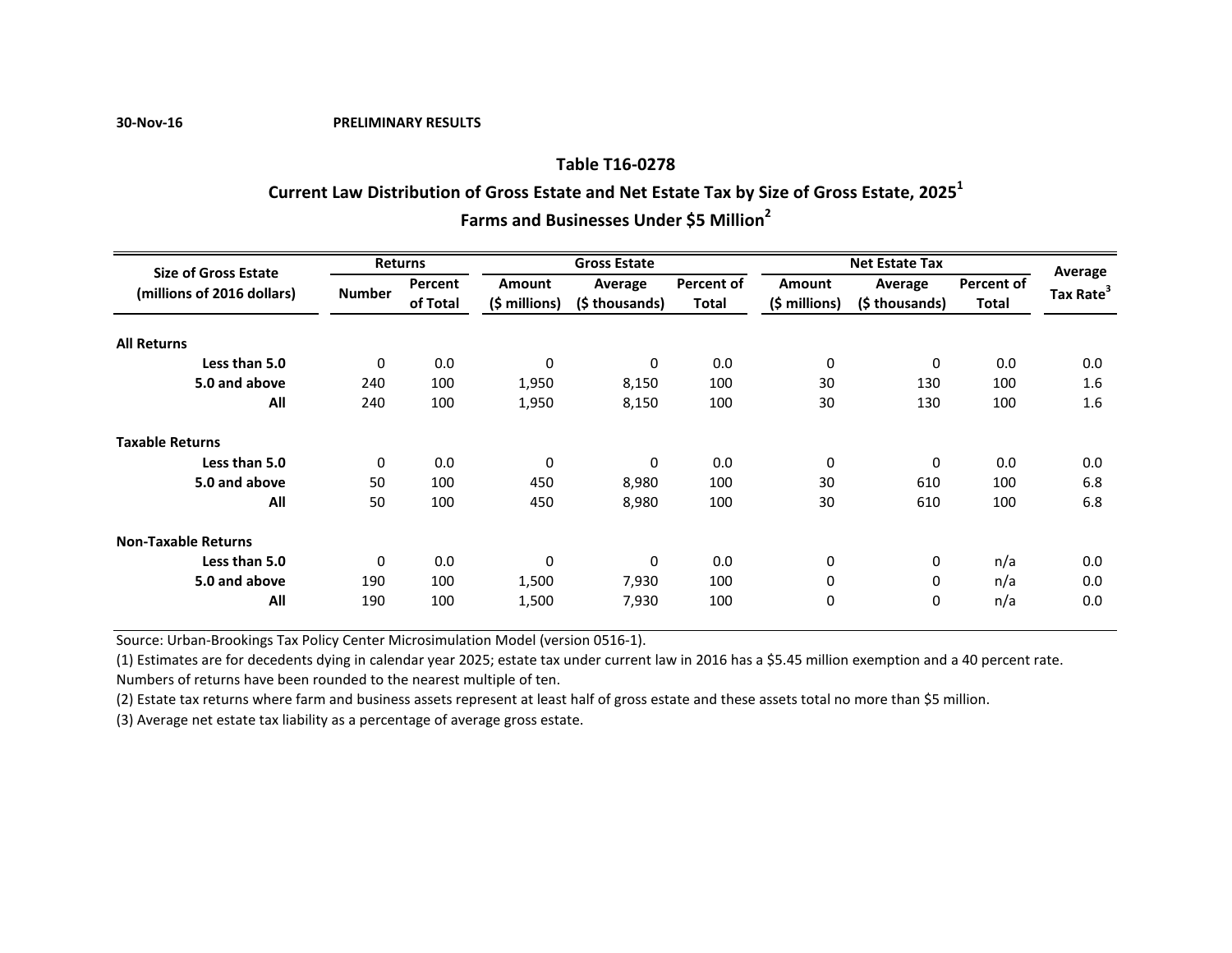30-Nov-16 **PRELIMINARY RESULTS**

## Table T16-0278

### Current Law Distribution of Gross Estate and Net Estate Tax by Size of Gross Estate, 2025[1]

### Farms and Businesses Under $5 Million[2]

| Size of Gross Estate (millions of 2016 dollars) | Returns | | Gross Estate | | | Net Estate Tax | | | Average Tax Rate[3] |
|---|---|---|---|---|---|---|---|---|---|
| | Number | Percent of Total | Amount ($ millions) | Average ($ thousands) | Percent of Total | Amount ($ millions) | Average ($ thousands) | Percent of Total | |
| **All Returns** | | | | | | | | | |
| Less than 5.0 | 0 | 0.0 | 0 | 0 | 0.0 | 0 | 0 | 0.0 | 0.0 |
| 5.0 and above | 240 | 100 | 1,950 | 8,150 | 100 | 30 | 130 | 100 | 1.6 |
| All | 240 | 100 | 1,950 | 8,150 | 100 | 30 | 130 | 100 | 1.6 |
| **Taxable Returns** | | | | | | | | | |
| Less than 5.0 | 0 | 0.0 | 0 | 0 | 0.0 | 0 | 0 | 0.0 | 0.0 |
| 5.0 and above | 50 | 100 | 450 | 8,980 | 100 | 30 | 610 | 100 | 6.8 |
| All | 50 | 100 | 450 | 8,980 | 100 | 30 | 610 | 100 | 6.8 |
| **Non-Taxable Returns** | | | | | | | | | |
| Less than 5.0 | 0 | 0.0 | 0 | 0 | 0.0 | 0 | 0 | n/a | 0.0 |
| 5.0 and above | 190 | 100 | 1,500 | 7,930 | 100 | 0 | 0 | n/a | 0.0 |
| All | 190 | 100 | 1,500 | 7,930 | 100 | 0 | 0 | n/a | 0.0 |

Source: Urban-Brookings Tax Policy Center Microsimulation Model (version 0516-1).

(1) Estimates are for decedents dying in calendar year 2025; estate tax under current law in 2016 has a $5.45 million exemption and a 40 percent rate. Numbers of returns have been rounded to the nearest multiple of ten.

(2) Estate tax returns where farm and business assets represent at least half of gross estate and these assets total no more than $5 million.

(3) Average net estate tax liability as a percentage of average gross estate.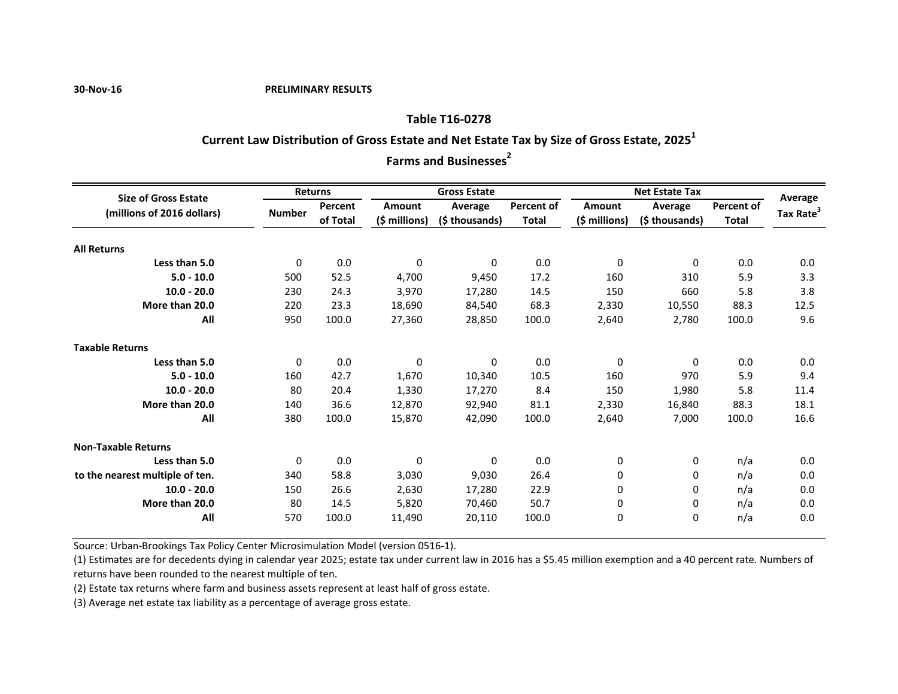30-Nov-16 **PRELIMINARY RESULTS**

## Table T16-0278

### Current Law Distribution of Gross Estate and Net Estate Tax by Size of Gross Estate, 2025[1]

### Farms and Businesses[2]

| Size of Gross Estate (millions of 2016 dollars) | Returns | | Gross Estate | | | Net Estate Tax | | | Average Tax Rate[3] |
|---|---|---|---|---|---|---|---|---|---|
| | Number | Percent of Total | Amount ($ millions) | Average ($ thousands) | Percent of Total | Amount ($ millions) | Average ($ thousands) | Percent of Total | |
| **All Returns** | | | | | | | | | |
| Less than 5.0 | 0 | 0.0 | 0 | 0 | 0.0 | 0 | 0 | 0.0 | 0.0 |
| 5.0 - 10.0 | 500 | 52.5 | 4,700 | 9,450 | 17.2 | 160 | 310 | 5.9 | 3.3 |
| 10.0 - 20.0 | 230 | 24.3 | 3,970 | 17,280 | 14.5 | 150 | 660 | 5.8 | 3.8 |
| More than 20.0 | 220 | 23.3 | 18,690 | 84,540 | 68.3 | 2,330 | 10,550 | 88.3 | 12.5 |
| All | 950 | 100.0 | 27,360 | 28,850 | 100.0 | 2,640 | 2,780 | 100.0 | 9.6 |
| **Taxable Returns** | | | | | | | | | |
| Less than 5.0 | 0 | 0.0 | 0 | 0 | 0.0 | 0 | 0 | 0.0 | 0.0 |
| 5.0 - 10.0 | 160 | 42.7 | 1,670 | 10,340 | 10.5 | 160 | 970 | 5.9 | 9.4 |
| 10.0 - 20.0 | 80 | 20.4 | 1,330 | 17,270 | 8.4 | 150 | 1,980 | 5.8 | 11.4 |
| More than 20.0 | 140 | 36.6 | 12,870 | 92,940 | 81.1 | 2,330 | 16,840 | 88.3 | 18.1 |
| All | 380 | 100.0 | 15,870 | 42,090 | 100.0 | 2,640 | 7,000 | 100.0 | 16.6 |
| **Non-Taxable Returns** | | | | | | | | | |
| Less than 5.0 | 0 | 0.0 | 0 | 0 | 0.0 | 0 | 0 | n/a | 0.0 |
| to the nearest multiple of ten. | 340 | 58.8 | 3,030 | 9,030 | 26.4 | 0 | 0 | n/a | 0.0 |
| 10.0 - 20.0 | 150 | 26.6 | 2,630 | 17,280 | 22.9 | 0 | 0 | n/a | 0.0 |
| More than 20.0 | 80 | 14.5 | 5,820 | 70,460 | 50.7 | 0 | 0 | n/a | 0.0 |
| All | 570 | 100.0 | 11,490 | 20,110 | 100.0 | 0 | 0 | n/a | 0.0 |

Source: Urban-Brookings Tax Policy Center Microsimulation Model (version 0516-1).

(1) Estimates are for decedents dying in calendar year 2025; estate tax under current law in 2016 has a $5.45 million exemption and a 40 percent rate. Numbers of returns have been rounded to the nearest multiple of ten.

(2) Estate tax returns where farm and business assets represent at least half of gross estate.

(3) Average net estate tax liability as a percentage of average gross estate.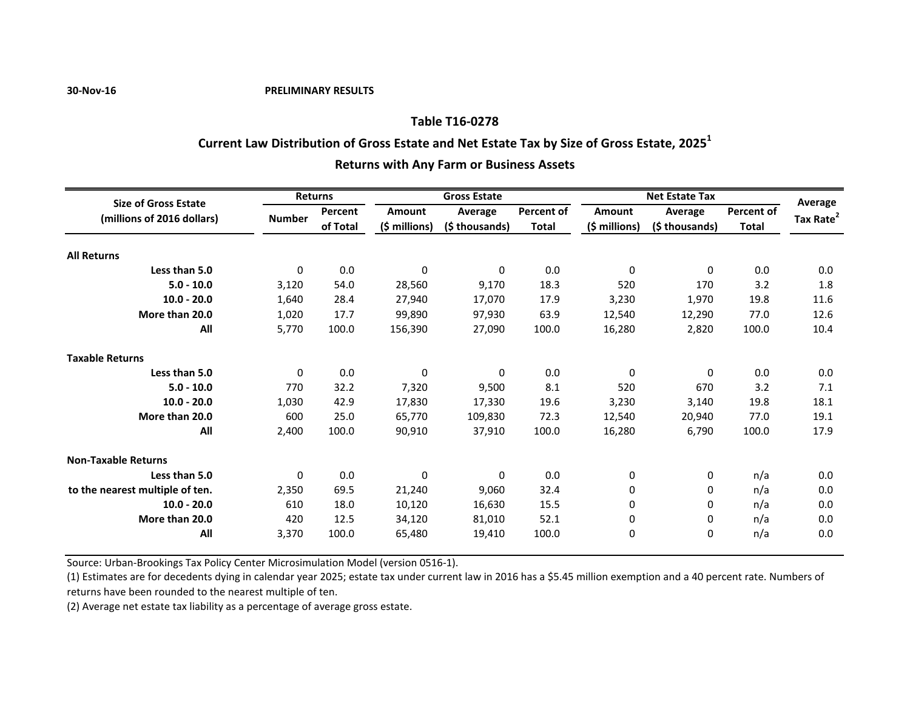30-Nov-16 **PRELIMINARY RESULTS**

## Table T16-0278

### Current Law Distribution of Gross Estate and Net Estate Tax by Size of Gross Estate, 2025[1]

### Returns with Any Farm or Business Assets

| Size of Gross Estate (millions of 2016 dollars) | Returns | | Gross Estate | | | Net Estate Tax | | | Average Tax Rate[2] |
|---|---|---|---|---|---|---|---|---|---|
| | Number | Percent of Total | Amount ($ millions) | Average ($ thousands) | Percent of Total | Amount ($ millions) | Average ($ thousands) | Percent of Total | |
| **All Returns** | | | | | | | | | |
| **Less than 5.0** | 0 | 0.0 | 0 | 0 | 0.0 | 0 | 0 | 0.0 | 0.0 |
| **5.0 - 10.0** | 3,120 | 54.0 | 28,560 | 9,170 | 18.3 | 520 | 170 | 3.2 | 1.8 |
| **10.0 - 20.0** | 1,640 | 28.4 | 27,940 | 17,070 | 17.9 | 3,230 | 1,970 | 19.8 | 11.6 |
| **More than 20.0** | 1,020 | 17.7 | 99,890 | 97,930 | 63.9 | 12,540 | 12,290 | 77.0 | 12.6 |
| **All** | 5,770 | 100.0 | 156,390 | 27,090 | 100.0 | 16,280 | 2,820 | 100.0 | 10.4 |
| **Taxable Returns** | | | | | | | | | |
| **Less than 5.0** | 0 | 0.0 | 0 | 0 | 0.0 | 0 | 0 | 0.0 | 0.0 |
| **5.0 - 10.0** | 770 | 32.2 | 7,320 | 9,500 | 8.1 | 520 | 670 | 3.2 | 7.1 |
| **10.0 - 20.0** | 1,030 | 42.9 | 17,830 | 17,330 | 19.6 | 3,230 | 3,140 | 19.8 | 18.1 |
| **More than 20.0** | 600 | 25.0 | 65,770 | 109,830 | 72.3 | 12,540 | 20,940 | 77.0 | 19.1 |
| **All** | 2,400 | 100.0 | 90,910 | 37,910 | 100.0 | 16,280 | 6,790 | 100.0 | 17.9 |
| **Non-Taxable Returns** | | | | | | | | | |
| **Less than 5.0** | 0 | 0.0 | 0 | 0 | 0.0 | 0 | 0 | n/a | 0.0 |
| **to the nearest multiple of ten.** | 2,350 | 69.5 | 21,240 | 9,060 | 32.4 | 0 | 0 | n/a | 0.0 |
| **10.0 - 20.0** | 610 | 18.0 | 10,120 | 16,630 | 15.5 | 0 | 0 | n/a | 0.0 |
| **More than 20.0** | 420 | 12.5 | 34,120 | 81,010 | 52.1 | 0 | 0 | n/a | 0.0 |
| **All** | 3,370 | 100.0 | 65,480 | 19,410 | 100.0 | 0 | 0 | n/a | 0.0 |

Source: Urban-Brookings Tax Policy Center Microsimulation Model (version 0516-1).

(1) Estimates are for decedents dying in calendar year 2025; estate tax under current law in 2016 has a $5.45 million exemption and a 40 percent rate. Numbers of returns have been rounded to the nearest multiple of ten.

(2) Average net estate tax liability as a percentage of average gross estate.